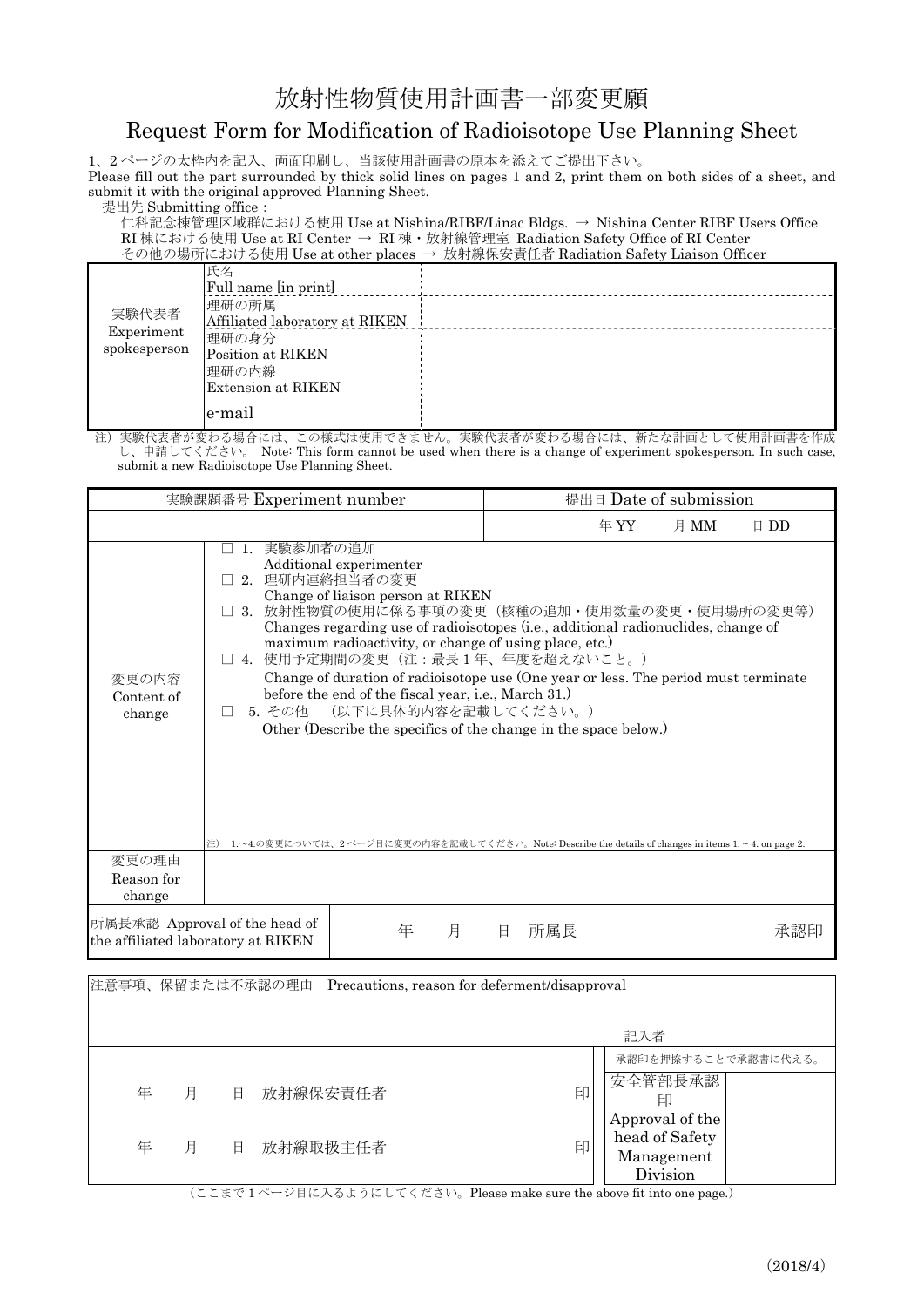# 放射性物質使用計画書一部変更願

## Request Form for Modification of Radioisotope Use Planning Sheet

1、2 ページの太枠内を記入、両面印刷し、当該使用計画書の原本を添えてご提出下さい。
Please fill out the part surrounded by thick solid lines on pages 1 and 2, print them on both sides of a sheet, and submit it with the original approved Planning Sheet.

提出先 Submitting office :

仁科記念棟管理区域群における使用 Use at Nishina/RIBF/Linac Bldgs. → Nishina Center RIBF Users Office
RI 棟における使用 Use at RI Center → RI 棟・放射線管理室 Radiation Safety Office of RI Center
その他の場所における使用 Use at other places → 放射線保安責任者 Radiation Safety Liaison Officer

| | | |
|---|---|---|
| 実験代表者 Experiment spokesperson | 氏名 Full name [in print] | |
| | 理研の所属 Affiliated laboratory at RIKEN | |
| | 理研の身分 Position at RIKEN | |
| | 理研の内線 Extension at RIKEN | |
| | e-mail | |

注）実験代表者が変わる場合には、この様式は使用できません。実験代表者が変わる場合には、新たな計画として使用計画書を作成し、申請してください。 Note: This form cannot be used when there is a change of experiment spokesperson. In such case, submit a new Radioisotope Use Planning Sheet.

| 実験課題番号 Experiment number | 提出日 Date of submission |
|---|---|
| | 年 YY　月 MM　日 DD |

| | |
|---|---|
| 変更の内容 Content of change | □ 1. 実験参加者の追加 Additional experimenter<br>□ 2. 理研内連絡担当者の変更 Change of liaison person at RIKEN<br>□ 3. 放射性物質の使用に係る事項の変更（核種の追加・使用数量の変更・使用場所の変更等） Changes regarding use of radioisotopes (i.e., additional radionuclides, change of maximum radioactivity, or change of using place, etc.)<br>□ 4. 使用予定期間の変更（注：最長 1 年、年度を超えないこと。） Change of duration of radioisotope use (One year or less. The period must terminate before the end of the fiscal year, i.e., March 31.)<br>□ 5. その他　（以下に具体的内容を記載してください。） Other (Describe the specifics of the change in the space below.)<br><br>注）1.～4.の変更については、2 ページ目に変更の内容を記載してください。Note: Describe the details of changes in items 1. ~ 4. on page 2. |
| 変更の理由 Reason for change | |

| | | |
|---|---|---|
| 所属長承認 Approval of the head of the affiliated laboratory at RIKEN | 年　月　日 | 所属長　　承認印 |

| | | |
|---|---|---|
| 注意事項、保留または不承認の理由　Precautions, reason for deferment/disapproval<br><br>記入者 | | |
| 年　月　日　放射線保安責任者　印 | 承認印を押捺することで承認書に代える。 | |
| 年　月　日　放射線取扱主任者　印 | 安全管部長承認印 Approval of the head of Safety Management Division | |

（ここまで 1 ページ目に入るようにしてください。Please make sure the above fit into one page.）

(2018/4)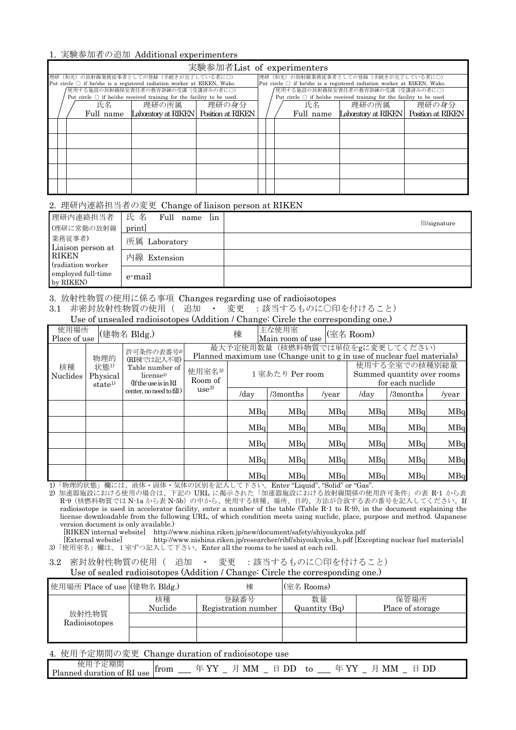1. 実験参加者の追加 Additional experimenters

| 実験参加者List of experimenters | | | | | | | | | |
|---|---|---|---|---|---|---|---|---|---|
| 理研（和光）の放射線業務従事者としての登録（手続きが完了している者に○） Put circle ○ if he/she is a registered radiation worker at RIKEN, Wako. | 使用する施設の放射線保安責任者の教育訓練の受講（受講済みの者に○） Put circle ○ if he/she received training for the facility to be used. | 氏名 Full name | 理研の所属 Laboratory at RIKEN | 理研の身分 Position at RIKEN | 理研（和光）の放射線業務従事者としての登録（手続きが完了している者に○） Put circle ○ if he/she is a registered radiation worker at RIKEN, Wako. | 使用する施設の放射線保安責任者の教育訓練の受講（受講済みの者に○） Put circle ○ if he/she received training for the facility to be used | 氏名 Full name | 理研の所属 Laboratory at RIKEN | 理研の身分 Position at RIKEN |
| | | | | | | | | | |
| | | | | | | | | | |
| | | | | | | | | | |
| | | | | | | | | | |
| | | | | | | | | | |

2. 理研内連絡担当者の変更 Change of liaison person at RIKEN

| | | |
|---|---|---|
| 理研内連絡担当者（理研に常勤の放射線業務従事者） Liaison person at RIKEN (radiation worker employed full-time by RIKEN) | 氏名 Full name [in print] | 印/signature |
| | 所属 Laboratory | |
| | 内線 Extension | |
| | e-mail | |

3. 放射性物質の使用に係る事項 Changes regarding use of radioisotopes

3.1 非密封放射性物質の使用（ 追加 ・ 変更 ：該当するものに○印を付けること）
Use of unsealed radioisotopes (Addition / Change: Circle the corresponding one.)

| 使用場所 Place of use | (建物名 Bldg.) | 棟 | 主な使用室 Main room of use | (室名 Room) | | | | | |
|---|---|---|---|---|---|---|---|---|---|
| 核種 Nuclides | 物理的状態[1] Physical state[1] | 許可条件の表番号[2] (RI棟では記入不要) Table number of license[2] (If the use is in RI center, no need to fill) | 使用室名[3] Room of use[3] | 最大予定使用数量（核燃料物質では単位をgに変更してください） Planned maximum use (Change unit to g in use of nuclear fuel materials) | | | | | |
| | | | | 1室あたり Per room | | | 使用する全室での核種別総量 Summed quantity over rooms for each nuclide | | |
| | | | | /day | /3months | /year | /day | /3months | /year |
| | | | | MBq | MBq | MBq | MBq | MBq | MBq |
| | | | | MBq | MBq | MBq | MBq | MBq | MBq |
| | | | | MBq | MBq | MBq | MBq | MBq | MBq |
| | | | | MBq | MBq | MBq | MBq | MBq | MBq |
| | | | | MBq | MBq | MBq | MBq | MBq | MBq |

1)「物理的状態」欄には、液体・固体・気体の区別を記入して下さい。Enter "Liquid", "Solid" or "Gas".

2) 加速器施設における使用の場合は、下記の URL に掲示された「加速器施設における放射線関係の使用許可条件」の表 R-1 から表 R-9（核燃料物質では N-1a から表 N-5b）の中から、使用する核種、場所、目的、方法が合致する表の番号を記入してください。If radioisotope is used in accelerator facility, enter a number of the table (Table R-1 to R-9), in the document explaining the license downloadable from the following URL, of which condition meets using nuclide, place, purpose and method. (Japanese version document is only available.)
[RIKEN internal website] http://www.nishina.riken.jp/new/document/safety/shiyoukyoka.pdf
[External website] http://www.nishina.riken.jp/researcher/ribf/shiyoukyoka_b.pdf [Excepting nuclear fuel materials]

3)「使用室名」欄は、1室ずつ記入して下さい。Enter all the rooms to be used at each cell.

3.2 密封放射性物質の使用（ 追加 ・ 変更 ：該当するものに○印を付けること）
Use of sealed radioisotopes (Addition / Change: Circle the corresponding one.)

| 使用場所 Place of use | (建物名 Bldg.) 棟 | | (室名 Rooms) | |
|---|---|---|---|---|
| 放射性物質 Radioisotopes | 核種 Nuclide | 登録番号 Registration number | 数量 Quantity (Bq) | 保管場所 Place of storage |
| | | | | |
| | | | | |

4. 使用予定期間の変更 Change duration of radioisotope use

| | |
|---|---|
| 使用予定期間 Planned duration of RI use | from ___ 年 YY _ 月 MM _ 日 DD to ___ 年 YY _ 月 MM _ 日 DD |